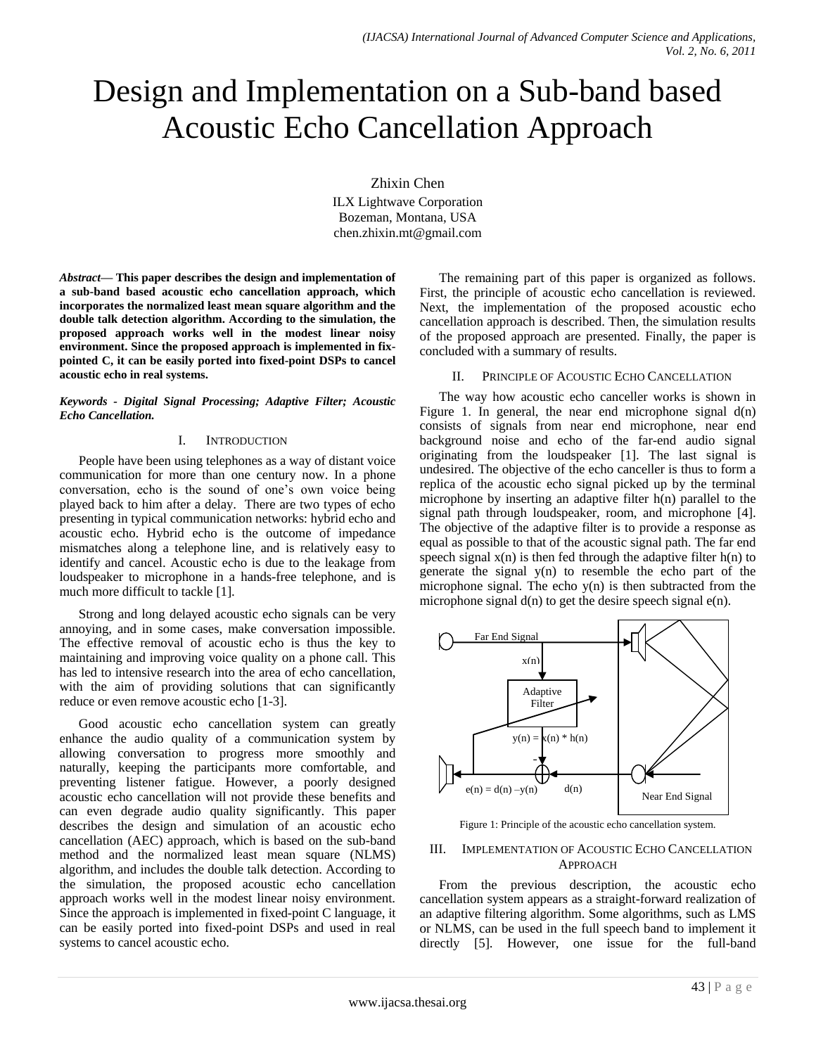# Design and Implementation on a Sub-band based Acoustic Echo Cancellation Approach

Zhixin Chen
ILX Lightwave Corporation
Bozeman, Montana, USA
chen.zhixin.mt@gmail.com

***Abstract*— This paper describes the design and implementation of a sub-band based acoustic echo cancellation approach, which incorporates the normalized least mean square algorithm and the double talk detection algorithm. According to the simulation, the proposed approach works well in the modest linear noisy environment. Since the proposed approach is implemented in fix-pointed C, it can be easily ported into fixed-point DSPs to cancel acoustic echo in real systems.**

***Keywords - Digital Signal Processing; Adaptive Filter; Acoustic Echo Cancellation.***

## I. Introduction

People have been using telephones as a way of distant voice communication for more than one century now. In a phone conversation, echo is the sound of one's own voice being played back to him after a delay. There are two types of echo presenting in typical communication networks: hybrid echo and acoustic echo. Hybrid echo is the outcome of impedance mismatches along a telephone line, and is relatively easy to identify and cancel. Acoustic echo is due to the leakage from loudspeaker to microphone in a hands-free telephone, and is much more difficult to tackle [1].

Strong and long delayed acoustic echo signals can be very annoying, and in some cases, make conversation impossible. The effective removal of acoustic echo is thus the key to maintaining and improving voice quality on a phone call. This has led to intensive research into the area of echo cancellation, with the aim of providing solutions that can significantly reduce or even remove acoustic echo [1-3].

Good acoustic echo cancellation system can greatly enhance the audio quality of a communication system by allowing conversation to progress more smoothly and naturally, keeping the participants more comfortable, and preventing listener fatigue. However, a poorly designed acoustic echo cancellation will not provide these benefits and can even degrade audio quality significantly. This paper describes the design and simulation of an acoustic echo cancellation (AEC) approach, which is based on the sub-band method and the normalized least mean square (NLMS) algorithm, and includes the double talk detection. According to the simulation, the proposed acoustic echo cancellation approach works well in the modest linear noisy environment. Since the approach is implemented in fixed-point C language, it can be easily ported into fixed-point DSPs and used in real systems to cancel acoustic echo.

The remaining part of this paper is organized as follows. First, the principle of acoustic echo cancellation is reviewed. Next, the implementation of the proposed acoustic echo cancellation approach is described. Then, the simulation results of the proposed approach are presented. Finally, the paper is concluded with a summary of results.

## II. Principle of Acoustic Echo Cancellation

The way how acoustic echo canceller works is shown in Figure 1. In general, the near end microphone signal $d(n)$ consists of signals from near end microphone, near end background noise and echo of the far-end audio signal originating from the loudspeaker [1]. The last signal is undesired. The objective of the echo canceller is thus to form a replica of the acoustic echo signal picked up by the terminal microphone by inserting an adaptive filter $h(n)$ parallel to the signal path through loudspeaker, room, and microphone [4]. The objective of the adaptive filter is to provide a response as equal as possible to that of the acoustic signal path. The far end speech signal $x(n)$ is then fed through the adaptive filter $h(n)$ to generate the signal $y(n)$ to resemble the echo part of the microphone signal. The echo $y(n)$ is then subtracted from the microphone signal $d(n)$ to get the desire speech signal $e(n)$.

Far End Signal; $x(n)$; Adaptive Filter; $y(n) = x(n) * h(n)$; -; $e(n) = d(n) - y(n)$; $d(n)$; Near End Signal

Figure 1: Principle of the acoustic echo cancellation system.

## III. Implementation of Acoustic Echo Cancellation Approach

From the previous description, the acoustic echo cancellation system appears as a straight-forward realization of an adaptive filtering algorithm. Some algorithms, such as LMS or NLMS, can be used in the full speech band to implement it directly [5]. However, one issue for the full-band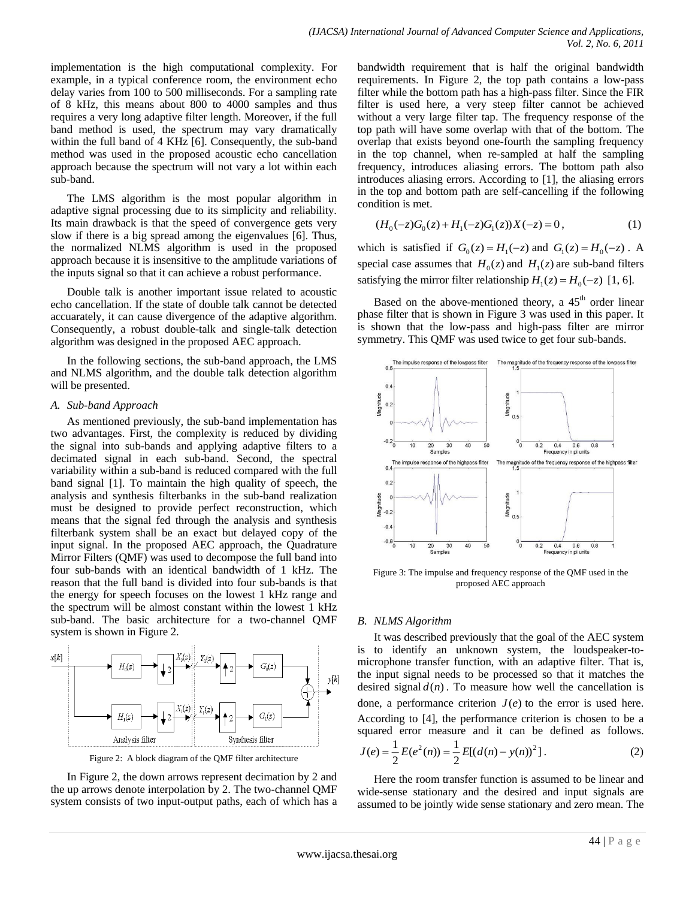implementation is the high computational complexity. For example, in a typical conference room, the environment echo delay varies from 100 to 500 milliseconds. For a sampling rate of 8 kHz, this means about 800 to 4000 samples and thus requires a very long adaptive filter length. Moreover, if the full band method is used, the spectrum may vary dramatically within the full band of 4 KHz [6]. Consequently, the sub-band method was used in the proposed acoustic echo cancellation approach because the spectrum will not vary a lot within each sub-band.

The LMS algorithm is the most popular algorithm in adaptive signal processing due to its simplicity and reliability. Its main drawback is that the speed of convergence gets very slow if there is a big spread among the eigenvalues [6]. Thus, the normalized NLMS algorithm is used in the proposed approach because it is insensitive to the amplitude variations of the inputs signal so that it can achieve a robust performance.

Double talk is another important issue related to acoustic echo cancellation. If the state of double talk cannot be detected accuaretely, it can cause divergence of the adaptive algorithm. Consequently, a robust double-talk and single-talk detection algorithm was designed in the proposed AEC approach.

In the following sections, the sub-band approach, the LMS and NLMS algorithm, and the double talk detection algorithm will be presented.

### *A. Sub-band Approach*

As mentioned previously, the sub-band implementation has two advantages. First, the complexity is reduced by dividing the signal into sub-bands and applying adaptive filters to a decimated signal in each sub-band. Second, the spectral variability within a sub-band is reduced compared with the full band signal [1]. To maintain the high quality of speech, the analysis and synthesis filterbanks in the sub-band realization must be designed to provide perfect reconstruction, which means that the signal fed through the analysis and synthesis filterbank system shall be an exact but delayed copy of the input signal. In the proposed AEC approach, the Quadrature Mirror Filters (QMF) was used to decompose the full band into four sub-bands with an identical bandwidth of 1 kHz. The reason that the full band is divided into four sub-bands is that the energy for speech focuses on the lowest 1 kHz range and the spectrum will be almost constant within the lowest 1 kHz sub-band. The basic architecture for a two-channel QMF system is shown in Figure 2.

Figure 2: A block diagram of the QMF filter architecture

In Figure 2, the down arrows represent decimation by 2 and the up arrows denote interpolation by 2. The two-channel QMF system consists of two input-output paths, each of which has a bandwidth requirement that is half the original bandwidth requirements. In Figure 2, the top path contains a low-pass filter while the bottom path has a high-pass filter. Since the FIR filter is used here, a very steep filter cannot be achieved without a very large filter tap. The frequency response of the top path will have some overlap with that of the bottom. The overlap that exists beyond one-fourth the sampling frequency in the top channel, when re-sampled at half the sampling frequency, introduces aliasing errors. The bottom path also introduces aliasing errors. According to [1], the aliasing errors in the top and bottom path are self-cancelling if the following condition is met.

$$(H_0(-z)G_0(z) + H_1(-z)G_1(z))X(-z) = 0\,, \tag{1}$$

which is satisfied if $G_0(z) = H_1(-z)$ and $G_1(z) = H_0(-z)$. A special case assumes that $H_0(z)$ and $H_1(z)$ are sub-band filters satisfying the mirror filter relationship $H_1(z) = H_0(-z)$ [1, 6].

Based on the above-mentioned theory, a 45th order linear phase filter that is shown in Figure 3 was used in this paper. It is shown that the low-pass and high-pass filter are mirror symmetry. This QMF was used twice to get four sub-bands.

Figure 3: The impulse and frequency response of the QMF used in the proposed AEC approach

### *B. NLMS Algorithm*

It was described previously that the goal of the AEC system is to identify an unknown system, the loudspeaker-to-microphone transfer function, with an adaptive filter. That is, the input signal needs to be processed so that it matches the desired signal $d(n)$. To measure how well the cancellation is done, a performance criterion $J(e)$ to the error is used here. According to [4], the performance criterion is chosen to be a squared error measure and it can be defined as follows.

$$J(e) = \frac{1}{2}E(e^2(n)) = \frac{1}{2}E[(d(n) - y(n))^2]\,. \tag{2}$$

Here the room transfer function is assumed to be linear and wide-sense stationary and the desired and input signals are assumed to be jointly wide sense stationary and zero mean. The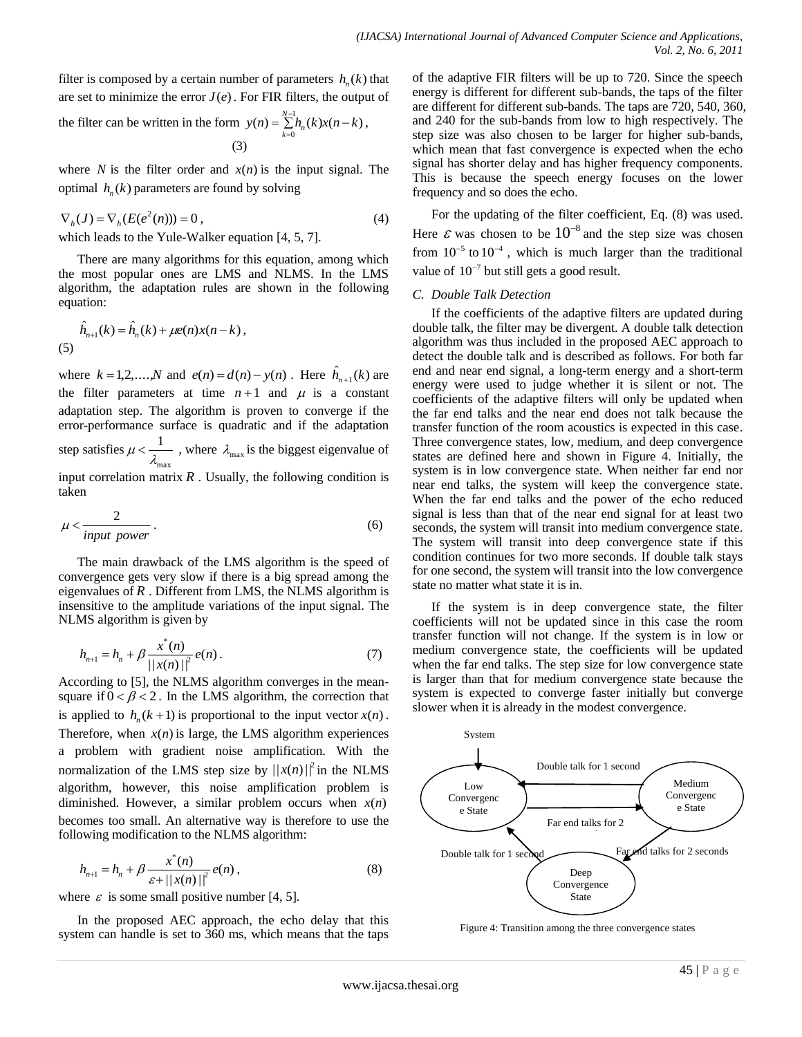filter is composed by a certain number of parameters $h_n(k)$ that are set to minimize the error $J(e)$. For FIR filters, the output of the filter can be written in the form $y(n)=\sum_{k=0}^{N-1}h_n(k)x(n-k)$,

(3)

where $N$ is the filter order and $x(n)$ is the input signal. The optimal $h_n(k)$ parameters are found by solving

$$\nabla_h(J)=\nabla_h(E(e^2(n)))=0\,, \tag{4}$$

which leads to the Yule-Walker equation [4, 5, 7].

There are many algorithms for this equation, among which the most popular ones are LMS and NLMS. In the LMS algorithm, the adaptation rules are shown in the following equation:

$$\hat{h}_{n+1}(k)=\hat{h}_n(k)+\mu e(n)x(n-k)\,, \tag{5}$$

where $k=1,2,\ldots,N$ and $e(n)=d(n)-y(n)$. Here $\hat{h}_{n+1}(k)$ are the filter parameters at time $n+1$ and $\mu$ is a constant adaptation step. The algorithm is proven to converge if the error-performance surface is quadratic and if the adaptation step satisfies $\mu<\frac{1}{\lambda_{\max}}$, where $\lambda_{\max}$ is the biggest eigenvalue of input correlation matrix $R$. Usually, the following condition is taken

$$\mu<\frac{2}{input\ power}\,. \tag{6}$$

The main drawback of the LMS algorithm is the speed of convergence gets very slow if there is a big spread among the eigenvalues of $R$. Different from LMS, the NLMS algorithm is insensitive to the amplitude variations of the input signal. The NLMS algorithm is given by

$$h_{n+1}=h_n+\beta\frac{x^*(n)}{||x(n)||^2}e(n)\,. \tag{7}$$

According to [5], the NLMS algorithm converges in the mean-square if $0<\beta<2$. In the LMS algorithm, the correction that is applied to $h_n(k+1)$ is proportional to the input vector $x(n)$. Therefore, when $x(n)$ is large, the LMS algorithm experiences a problem with gradient noise amplification. With the normalization of the LMS step size by $||x(n)||^2$ in the NLMS algorithm, however, this noise amplification problem is diminished. However, a similar problem occurs when $x(n)$ becomes too small. An alternative way is therefore to use the following modification to the NLMS algorithm:

$$h_{n+1}=h_n+\beta\frac{x^*(n)}{\varepsilon+||x(n)||^2}e(n)\,, \tag{8}$$

where $\varepsilon$ is some small positive number [4, 5].

In the proposed AEC approach, the echo delay that this system can handle is set to 360 ms, which means that the taps of the adaptive FIR filters will be up to 720. Since the speech energy is different for different sub-bands, the taps of the filter are different for different sub-bands. The taps are 720, 540, 360, and 240 for the sub-bands from low to high respectively. The step size was also chosen to be larger for higher sub-bands, which mean that fast convergence is expected when the echo signal has shorter delay and has higher frequency components. This is because the speech energy focuses on the lower frequency and so does the echo.

For the updating of the filter coefficient, Eq. (8) was used. Here $\varepsilon$ was chosen to be $10^{-8}$ and the step size was chosen from $10^{-5}$ to $10^{-4}$, which is much larger than the traditional value of $10^{-7}$ but still gets a good result.

### C. Double Talk Detection

If the coefficients of the adaptive filters are updated during double talk, the filter may be divergent. A double talk detection algorithm was thus included in the proposed AEC approach to detect the double talk and is described as follows. For both far end and near end signal, a long-term energy and a short-term energy were used to judge whether it is silent or not. The coefficients of the adaptive filters will only be updated when the far end talks and the near end does not talk because the transfer function of the room acoustics is expected in this case. Three convergence states, low, medium, and deep convergence states are defined here and shown in Figure 4. Initially, the system is in low convergence state. When neither far end nor near end talks, the system will keep the convergence state. When the far end talks and the power of the echo reduced signal is less than that of the near end signal for at least two seconds, the system will transit into medium convergence state. The system will transit into deep convergence state if this condition continues for two more seconds. If double talk stays for one second, the system will transit into the low convergence state no matter what state it is in.

If the system is in deep convergence state, the filter coefficients will not be updated since in this case the room transfer function will not change. If the system is in low or medium convergence state, the coefficients will be updated when the far end talks. The step size for low convergence state is larger than that for medium convergence state because the system is expected to converge faster initially but converge slower when it is already in the modest convergence.

System

Low Convergence State — Double talk for 1 second — Medium Convergence State

Far end talks for 2

Double talk for 1 second — Far end talks for 2 seconds

Deep Convergence State

Figure 4: Transition among the three convergence states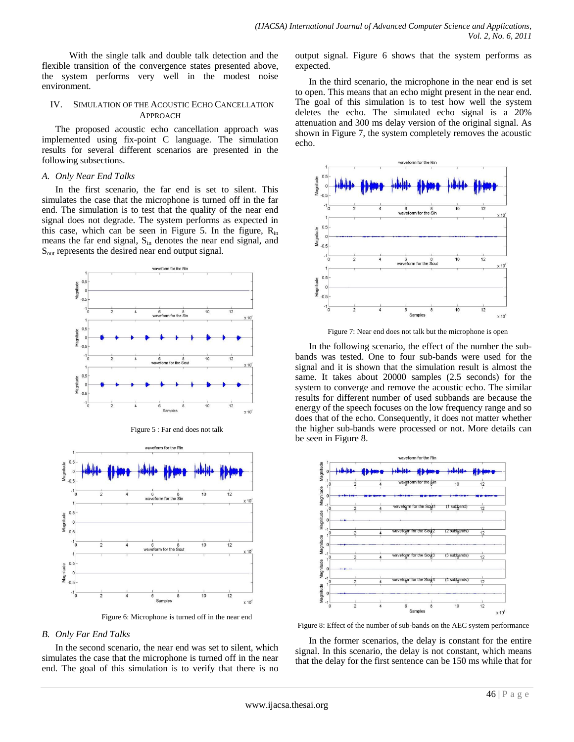With the single talk and double talk detection and the flexible transition of the convergence states presented above, the system performs very well in the modest noise environment.

## IV. Simulation of the Acoustic Echo Cancellation Approach

The proposed acoustic echo cancellation approach was implemented using fix-point C language. The simulation results for several different scenarios are presented in the following subsections.

### A. Only Near End Talks

In the first scenario, the far end is set to silent. This simulates the case that the microphone is turned off in the far end. The simulation is to test that the quality of the near end signal does not degrade. The system performs as expected in this case, which can be seen in Figure 5. In the figure, $R_{in}$ means the far end signal, $S_{in}$ denotes the near end signal, and $S_{out}$ represents the desired near end output signal.

Figure 5 : Far end does not talk

Figure 6: Microphone is turned off in the near end

### B. Only Far End Talks

In the second scenario, the near end was set to silent, which simulates the case that the microphone is turned off in the near end. The goal of this simulation is to verify that there is no output signal. Figure 6 shows that the system performs as expected.

In the third scenario, the microphone in the near end is set to open. This means that an echo might present in the near end. The goal of this simulation is to test how well the system deletes the echo. The simulated echo signal is a 20% attenuation and 300 ms delay version of the original signal. As shown in Figure 7, the system completely removes the acoustic echo.

Figure 7: Near end does not talk but the microphone is open

In the following scenario, the effect of the number the sub-bands was tested. One to four sub-bands were used for the signal and it is shown that the simulation result is almost the same. It takes about 20000 samples (2.5 seconds) for the system to converge and remove the acoustic echo. The similar results for different number of used subbands are because the energy of the speech focuses on the low frequency range and so does that of the echo. Consequently, it does not matter whether the higher sub-bands were processed or not. More details can be seen in Figure 8.

Figure 8: Effect of the number of sub-bands on the AEC system performance

In the former scenarios, the delay is constant for the entire signal. In this scenario, the delay is not constant, which means that the delay for the first sentence can be 150 ms while that for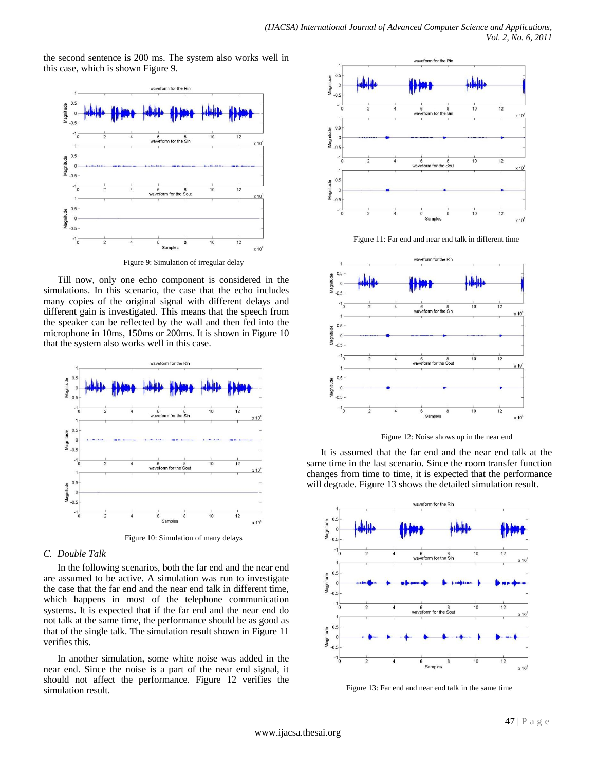the second sentence is 200 ms. The system also works well in this case, which is shown Figure 9.

Figure 9: Simulation of irregular delay

Till now, only one echo component is considered in the simulations. In this scenario, the case that the echo includes many copies of the original signal with different delays and different gain is investigated. This means that the speech from the speaker can be reflected by the wall and then fed into the microphone in 10ms, 150ms or 200ms. It is shown in Figure 10 that the system also works well in this case.

Figure 10: Simulation of many delays

### *C. Double Talk*

In the following scenarios, both the far end and the near end are assumed to be active. A simulation was run to investigate the case that the far end and the near end talk in different time, which happens in most of the telephone communication systems. It is expected that if the far end and the near end do not talk at the same time, the performance should be as good as that of the single talk. The simulation result shown in Figure 11 verifies this.

In another simulation, some white noise was added in the near end. Since the noise is a part of the near end signal, it should not affect the performance. Figure 12 verifies the simulation result.

Figure 11: Far end and near end talk in different time

Figure 12: Noise shows up in the near end

It is assumed that the far end and the near end talk at the same time in the last scenario. Since the room transfer function changes from time to time, it is expected that the performance will degrade. Figure 13 shows the detailed simulation result.

Figure 13: Far end and near end talk in the same time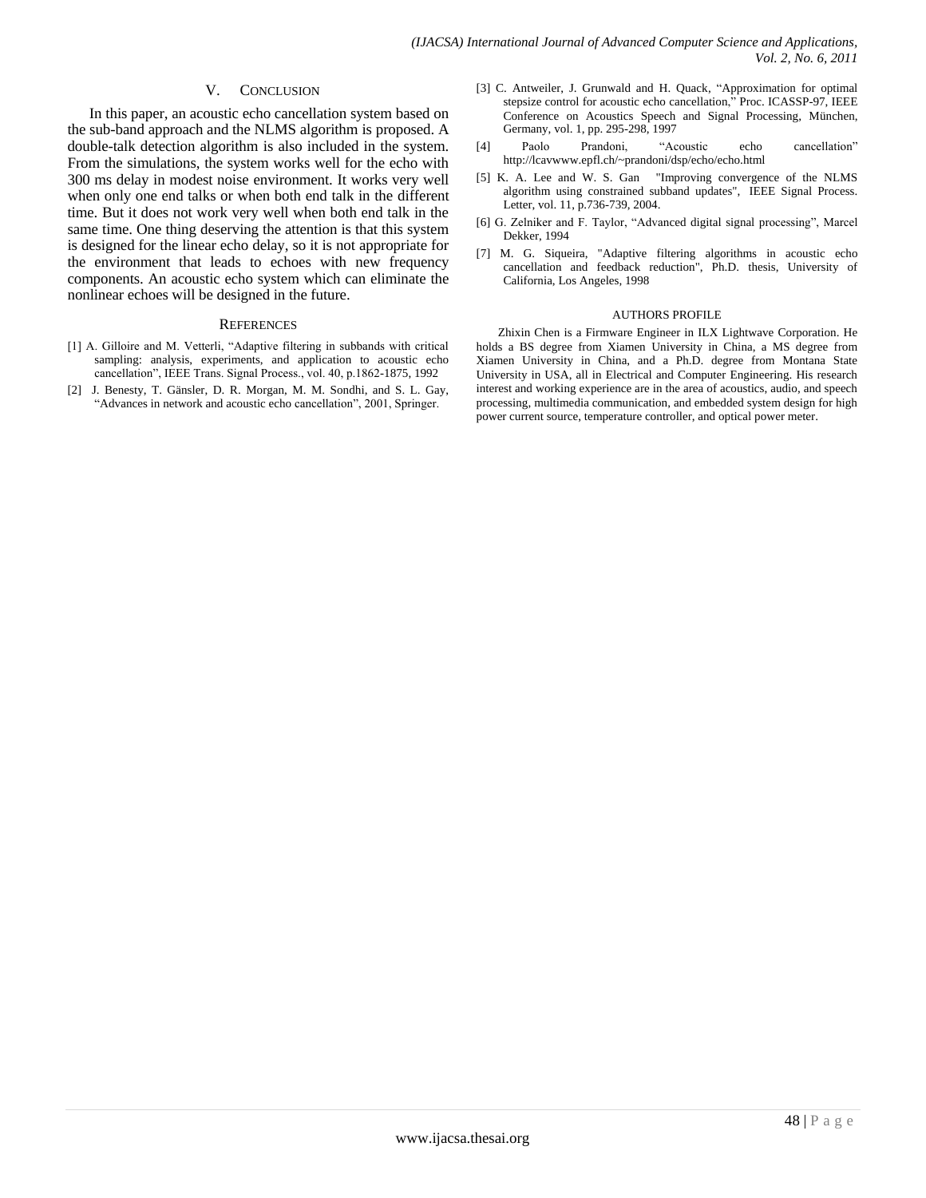## V. CONCLUSION

In this paper, an acoustic echo cancellation system based on the sub-band approach and the NLMS algorithm is proposed. A double-talk detection algorithm is also included in the system. From the simulations, the system works well for the echo with 300 ms delay in modest noise environment. It works very well when only one end talks or when both end talk in the different time. But it does not work very well when both end talk in the same time. One thing deserving the attention is that this system is designed for the linear echo delay, so it is not appropriate for the environment that leads to echoes with new frequency components. An acoustic echo system which can eliminate the nonlinear echoes will be designed in the future.

## REFERENCES

[1] A. Gilloire and M. Vetterli, "Adaptive filtering in subbands with critical sampling: analysis, experiments, and application to acoustic echo cancellation", IEEE Trans. Signal Process., vol. 40, p.1862-1875, 1992

[2] J. Benesty, T. Gänsler, D. R. Morgan, M. M. Sondhi, and S. L. Gay, "Advances in network and acoustic echo cancellation", 2001, Springer.

[3] C. Antweiler, J. Grunwald and H. Quack, "Approximation for optimal stepsize control for acoustic echo cancellation," Proc. ICASSP-97, IEEE Conference on Acoustics Speech and Signal Processing, München, Germany, vol. 1, pp. 295-298, 1997

[4] Paolo Prandoni, "Acoustic echo cancellation" http://lcavwww.epfl.ch/~prandoni/dsp/echo/echo.html

[5] K. A. Lee and W. S. Gan "Improving convergence of the NLMS algorithm using constrained subband updates", IEEE Signal Process. Letter, vol. 11, p.736-739, 2004.

[6] G. Zelniker and F. Taylor, "Advanced digital signal processing", Marcel Dekker, 1994

[7] M. G. Siqueira, "Adaptive filtering algorithms in acoustic echo cancellation and feedback reduction", Ph.D. thesis, University of California, Los Angeles, 1998

## AUTHORS PROFILE

Zhixin Chen is a Firmware Engineer in ILX Lightwave Corporation. He holds a BS degree from Xiamen University in China, a MS degree from Xiamen University in China, and a Ph.D. degree from Montana State University in USA, all in Electrical and Computer Engineering. His research interest and working experience are in the area of acoustics, audio, and speech processing, multimedia communication, and embedded system design for high power current source, temperature controller, and optical power meter.